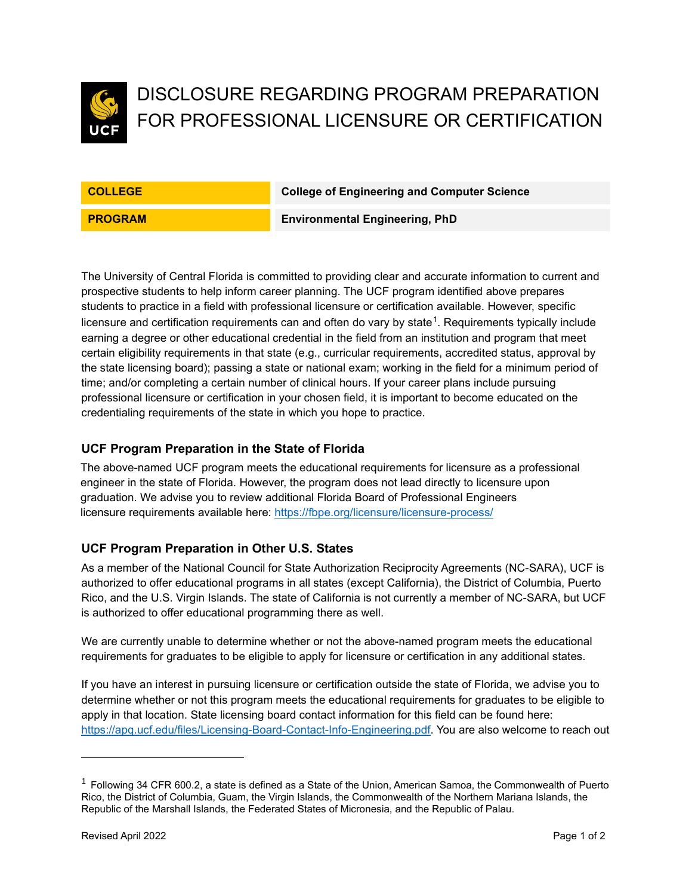# DISCLOSURE REGARDING PROGRAM PREPARATION FOR PROFESSIONAL LICENSURE OR CERTIFICATION

| COLLEGE | College of Engineering and Computer Science |
| --- | --- |
| PROGRAM | Environmental Engineering, PhD |

The University of Central Florida is committed to providing clear and accurate information to current and prospective students to help inform career planning. The UCF program identified above prepares students to practice in a field with professional licensure or certification available. However, specific licensure and certification requirements can and often do vary by state[1]. Requirements typically include earning a degree or other educational credential in the field from an institution and program that meet certain eligibility requirements in that state (e.g., curricular requirements, accredited status, approval by the state licensing board); passing a state or national exam; working in the field for a minimum period of time; and/or completing a certain number of clinical hours. If your career plans include pursuing professional licensure or certification in your chosen field, it is important to become educated on the credentialing requirements of the state in which you hope to practice.

### UCF Program Preparation in the State of Florida

The above-named UCF program meets the educational requirements for licensure as a professional engineer in the state of Florida. However, the program does not lead directly to licensure upon graduation. We advise you to review additional Florida Board of Professional Engineers licensure requirements available here: https://fbpe.org/licensure/licensure-process/

### UCF Program Preparation in Other U.S. States

As a member of the National Council for State Authorization Reciprocity Agreements (NC-SARA), UCF is authorized to offer educational programs in all states (except California), the District of Columbia, Puerto Rico, and the U.S. Virgin Islands. The state of California is not currently a member of NC-SARA, but UCF is authorized to offer educational programming there as well.

We are currently unable to determine whether or not the above-named program meets the educational requirements for graduates to be eligible to apply for licensure or certification in any additional states.

If you have an interest in pursuing licensure or certification outside the state of Florida, we advise you to determine whether or not this program meets the educational requirements for graduates to be eligible to apply in that location. State licensing board contact information for this field can be found here: https://apq.ucf.edu/files/Licensing-Board-Contact-Info-Engineering.pdf. You are also welcome to reach out

[1] Following 34 CFR 600.2, a state is defined as a State of the Union, American Samoa, the Commonwealth of Puerto Rico, the District of Columbia, Guam, the Virgin Islands, the Commonwealth of the Northern Mariana Islands, the Republic of the Marshall Islands, the Federated States of Micronesia, and the Republic of Palau.

Revised April 2022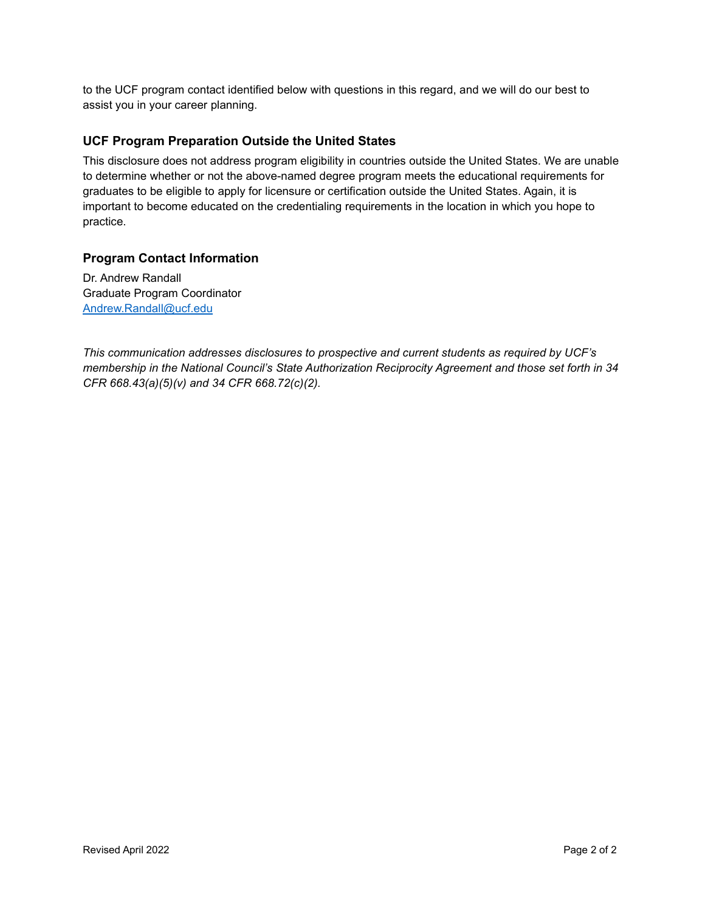to the UCF program contact identified below with questions in this regard, and we will do our best to assist you in your career planning.

## UCF Program Preparation Outside the United States

This disclosure does not address program eligibility in countries outside the United States. We are unable to determine whether or not the above-named degree program meets the educational requirements for graduates to be eligible to apply for licensure or certification outside the United States. Again, it is important to become educated on the credentialing requirements in the location in which you hope to practice.

## Program Contact Information

Dr. Andrew Randall
Graduate Program Coordinator
[Andrew.Randall@ucf.edu](mailto:Andrew.Randall@ucf.edu)

*This communication addresses disclosures to prospective and current students as required by UCF's membership in the National Council's State Authorization Reciprocity Agreement and those set forth in 34 CFR 668.43(a)(5)(v) and 34 CFR 668.72(c)(2).*

Revised April 2022